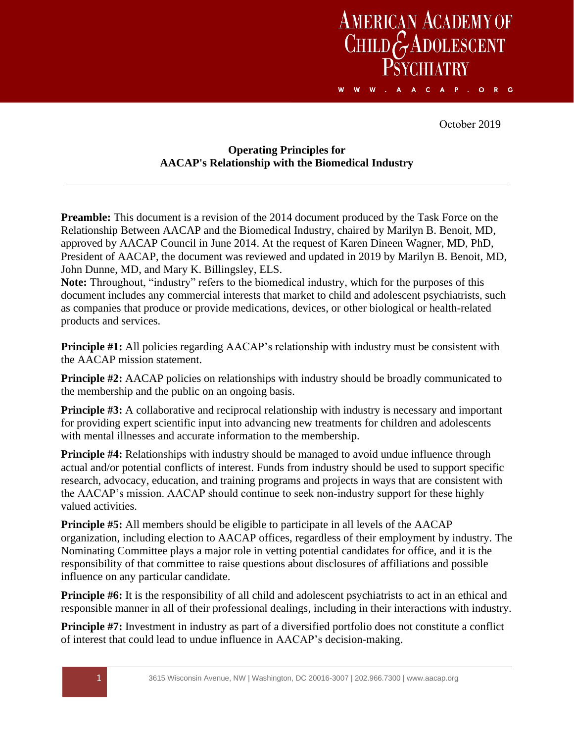October 2019

## Operating Principles for AACAP's Relationship with the Biomedical Industry

**Preamble:** This document is a revision of the 2014 document produced by the Task Force on the Relationship Between AACAP and the Biomedical Industry, chaired by Marilyn B. Benoit, MD, approved by AACAP Council in June 2014. At the request of Karen Dineen Wagner, MD, PhD, President of AACAP, the document was reviewed and updated in 2019 by Marilyn B. Benoit, MD, John Dunne, MD, and Mary K. Billingsley, ELS.

**Note:** Throughout, "industry" refers to the biomedical industry, which for the purposes of this document includes any commercial interests that market to child and adolescent psychiatrists, such as companies that produce or provide medications, devices, or other biological or health-related products and services.

**Principle #1:** All policies regarding AACAP's relationship with industry must be consistent with the AACAP mission statement.

**Principle #2:** AACAP policies on relationships with industry should be broadly communicated to the membership and the public on an ongoing basis.

**Principle #3:** A collaborative and reciprocal relationship with industry is necessary and important for providing expert scientific input into advancing new treatments for children and adolescents with mental illnesses and accurate information to the membership.

**Principle #4:** Relationships with industry should be managed to avoid undue influence through actual and/or potential conflicts of interest. Funds from industry should be used to support specific research, advocacy, education, and training programs and projects in ways that are consistent with the AACAP's mission. AACAP should continue to seek non-industry support for these highly valued activities.

**Principle #5:** All members should be eligible to participate in all levels of the AACAP organization, including election to AACAP offices, regardless of their employment by industry. The Nominating Committee plays a major role in vetting potential candidates for office, and it is the responsibility of that committee to raise questions about disclosures of affiliations and possible influence on any particular candidate.

**Principle #6:** It is the responsibility of all child and adolescent psychiatrists to act in an ethical and responsible manner in all of their professional dealings, including in their interactions with industry.

**Principle #7:** Investment in industry as part of a diversified portfolio does not constitute a conflict of interest that could lead to undue influence in AACAP's decision-making.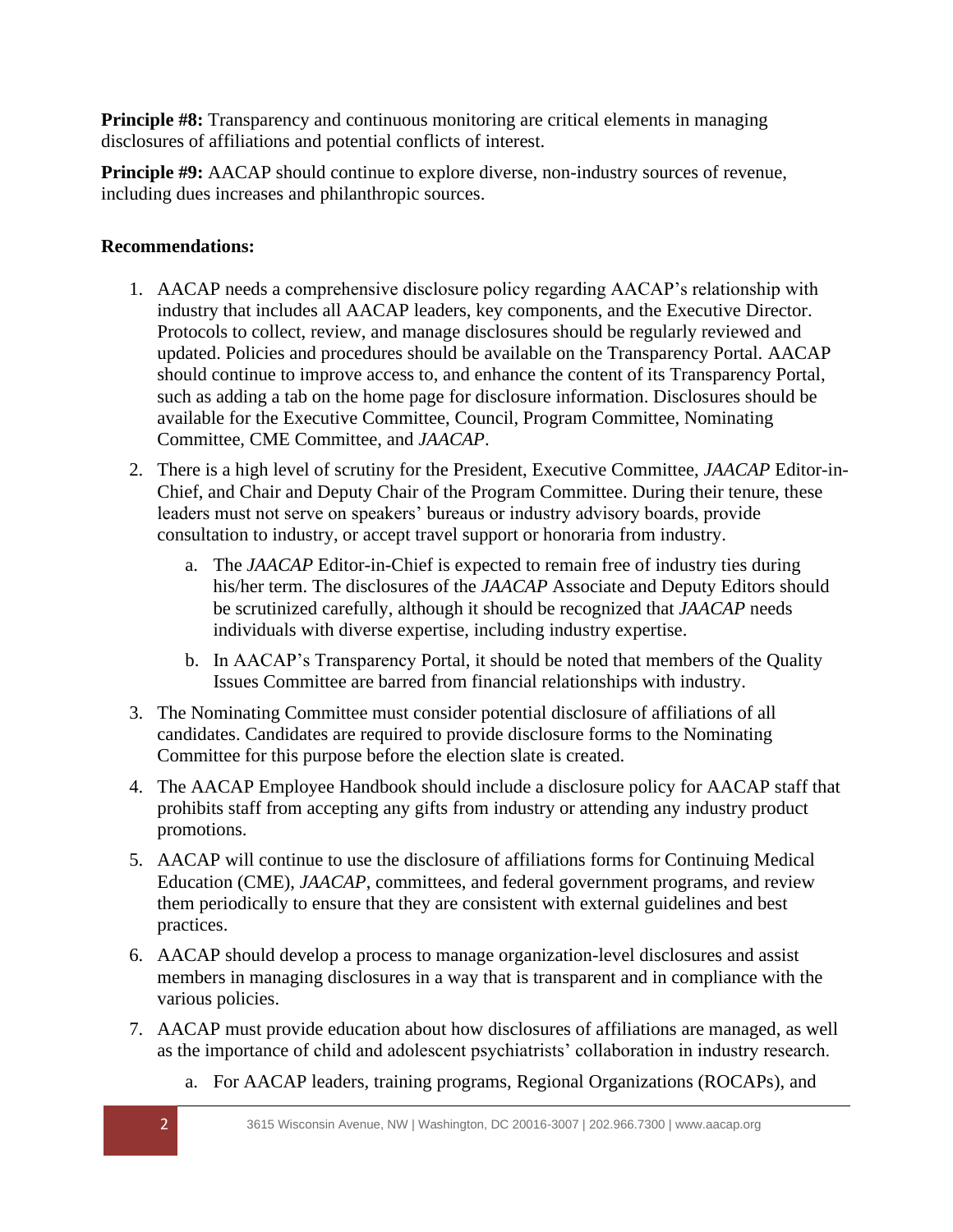**Principle #8:** Transparency and continuous monitoring are critical elements in managing disclosures of affiliations and potential conflicts of interest.

**Principle #9:** AACAP should continue to explore diverse, non-industry sources of revenue, including dues increases and philanthropic sources.

**Recommendations:**

1. AACAP needs a comprehensive disclosure policy regarding AACAP's relationship with industry that includes all AACAP leaders, key components, and the Executive Director. Protocols to collect, review, and manage disclosures should be regularly reviewed and updated. Policies and procedures should be available on the Transparency Portal. AACAP should continue to improve access to, and enhance the content of its Transparency Portal, such as adding a tab on the home page for disclosure information. Disclosures should be available for the Executive Committee, Council, Program Committee, Nominating Committee, CME Committee, and *JAACAP*.
2. There is a high level of scrutiny for the President, Executive Committee, *JAACAP* Editor-in-Chief, and Chair and Deputy Chair of the Program Committee. During their tenure, these leaders must not serve on speakers' bureaus or industry advisory boards, provide consultation to industry, or accept travel support or honoraria from industry.
   a. The *JAACAP* Editor-in-Chief is expected to remain free of industry ties during his/her term. The disclosures of the *JAACAP* Associate and Deputy Editors should be scrutinized carefully, although it should be recognized that *JAACAP* needs individuals with diverse expertise, including industry expertise.
   b. In AACAP's Transparency Portal, it should be noted that members of the Quality Issues Committee are barred from financial relationships with industry.
3. The Nominating Committee must consider potential disclosure of affiliations of all candidates. Candidates are required to provide disclosure forms to the Nominating Committee for this purpose before the election slate is created.
4. The AACAP Employee Handbook should include a disclosure policy for AACAP staff that prohibits staff from accepting any gifts from industry or attending any industry product promotions.
5. AACAP will continue to use the disclosure of affiliations forms for Continuing Medical Education (CME), *JAACAP*, committees, and federal government programs, and review them periodically to ensure that they are consistent with external guidelines and best practices.
6. AACAP should develop a process to manage organization-level disclosures and assist members in managing disclosures in a way that is transparent and in compliance with the various policies.
7. AACAP must provide education about how disclosures of affiliations are managed, as well as the importance of child and adolescent psychiatrists' collaboration in industry research.
   a. For AACAP leaders, training programs, Regional Organizations (ROCAPs), and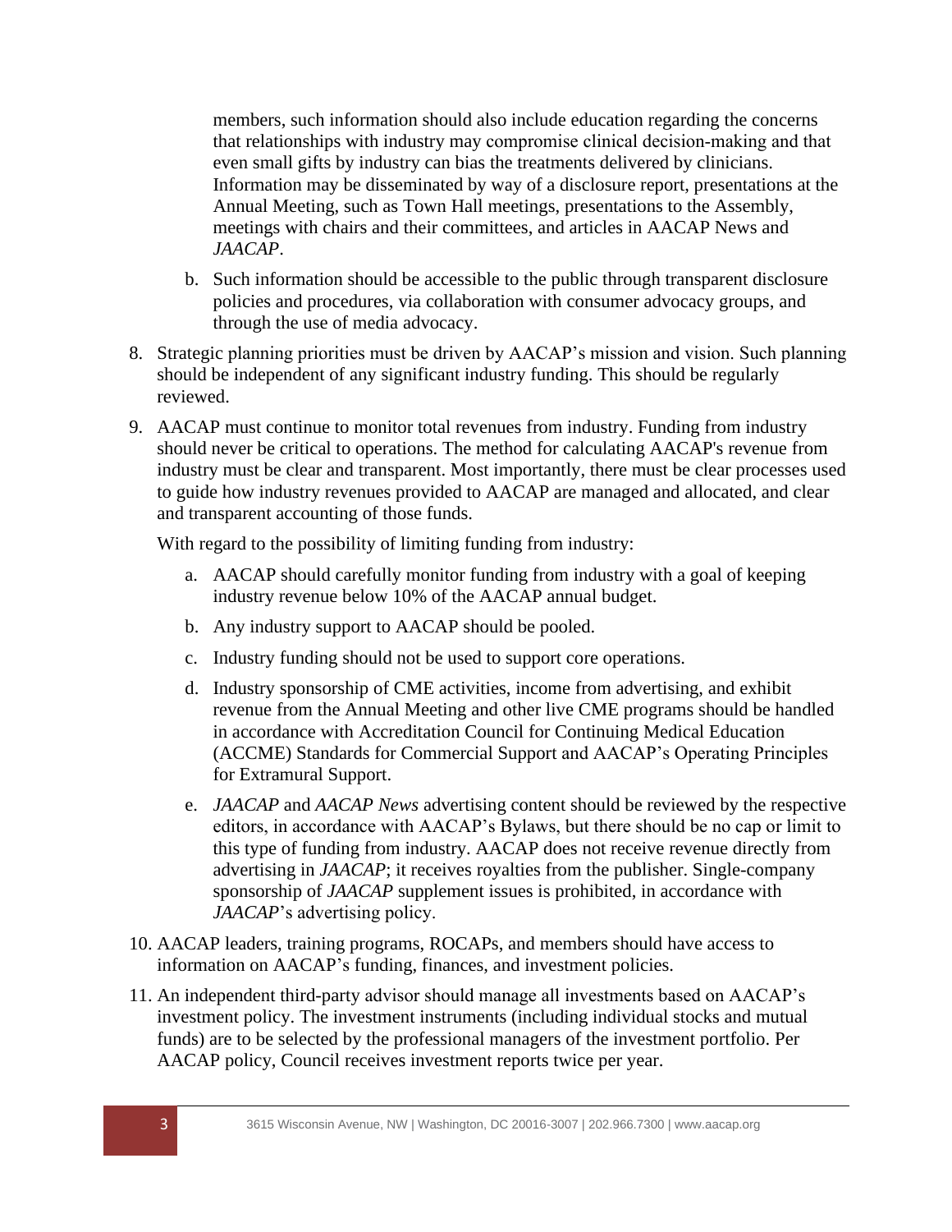members, such information should also include education regarding the concerns that relationships with industry may compromise clinical decision-making and that even small gifts by industry can bias the treatments delivered by clinicians. Information may be disseminated by way of a disclosure report, presentations at the Annual Meeting, such as Town Hall meetings, presentations to the Assembly, meetings with chairs and their committees, and articles in AACAP News and *JAACAP*.

   b. Such information should be accessible to the public through transparent disclosure policies and procedures, via collaboration with consumer advocacy groups, and through the use of media advocacy.

8. Strategic planning priorities must be driven by AACAP's mission and vision. Such planning should be independent of any significant industry funding. This should be regularly reviewed.

9. AACAP must continue to monitor total revenues from industry. Funding from industry should never be critical to operations. The method for calculating AACAP's revenue from industry must be clear and transparent. Most importantly, there must be clear processes used to guide how industry revenues provided to AACAP are managed and allocated, and clear and transparent accounting of those funds.

   With regard to the possibility of limiting funding from industry:

   a. AACAP should carefully monitor funding from industry with a goal of keeping industry revenue below 10% of the AACAP annual budget.

   b. Any industry support to AACAP should be pooled.

   c. Industry funding should not be used to support core operations.

   d. Industry sponsorship of CME activities, income from advertising, and exhibit revenue from the Annual Meeting and other live CME programs should be handled in accordance with Accreditation Council for Continuing Medical Education (ACCME) Standards for Commercial Support and AACAP's Operating Principles for Extramural Support.

   e. *JAACAP* and *AACAP News* advertising content should be reviewed by the respective editors, in accordance with AACAP's Bylaws, but there should be no cap or limit to this type of funding from industry. AACAP does not receive revenue directly from advertising in *JAACAP*; it receives royalties from the publisher. Single-company sponsorship of *JAACAP* supplement issues is prohibited, in accordance with *JAACAP*'s advertising policy.

10. AACAP leaders, training programs, ROCAPs, and members should have access to information on AACAP's funding, finances, and investment policies.

11. An independent third-party advisor should manage all investments based on AACAP's investment policy. The investment instruments (including individual stocks and mutual funds) are to be selected by the professional managers of the investment portfolio. Per AACAP policy, Council receives investment reports twice per year.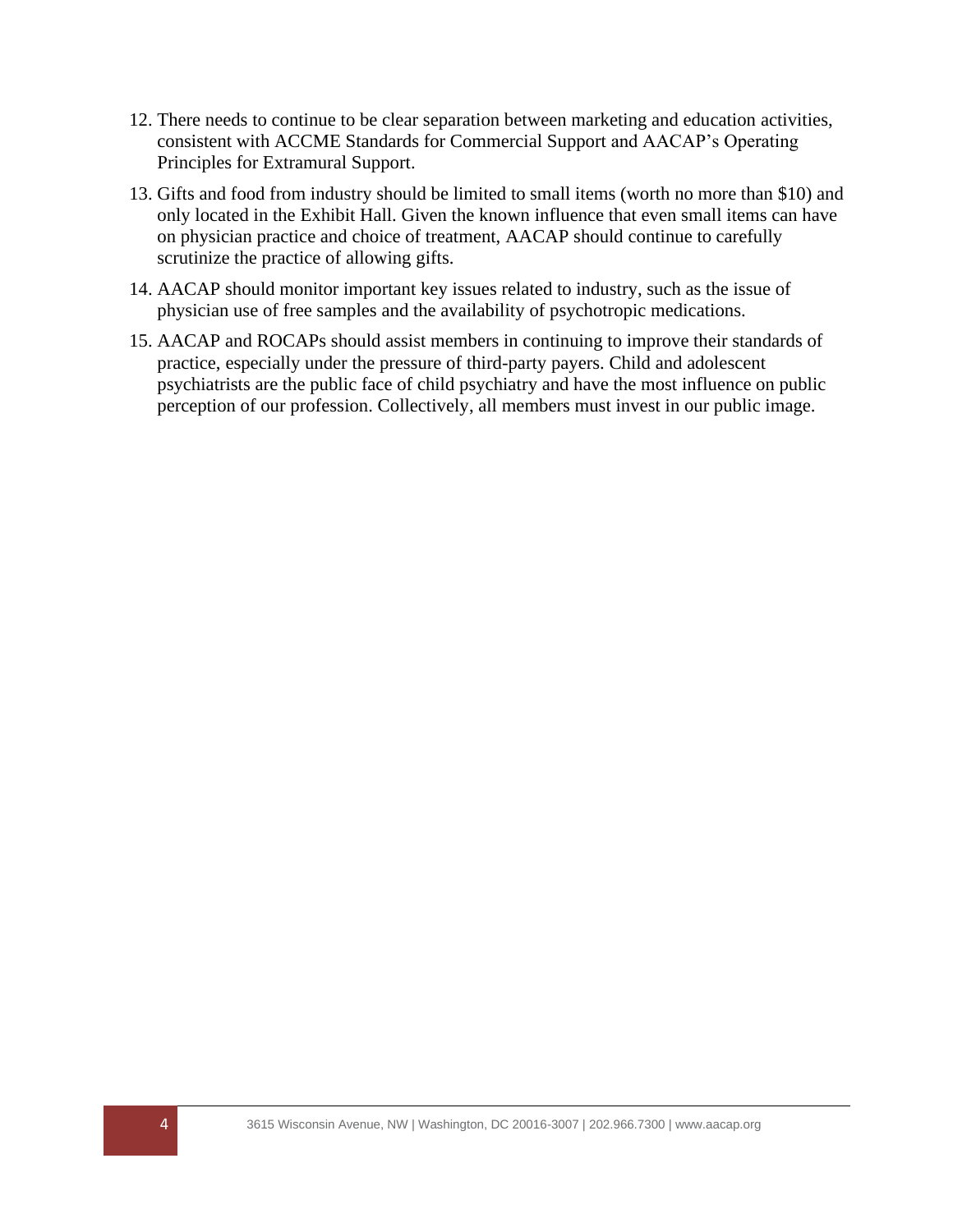12. There needs to continue to be clear separation between marketing and education activities, consistent with ACCME Standards for Commercial Support and AACAP's Operating Principles for Extramural Support.
13. Gifts and food from industry should be limited to small items (worth no more than $10) and only located in the Exhibit Hall. Given the known influence that even small items can have on physician practice and choice of treatment, AACAP should continue to carefully scrutinize the practice of allowing gifts.
14. AACAP should monitor important key issues related to industry, such as the issue of physician use of free samples and the availability of psychotropic medications.
15. AACAP and ROCAPs should assist members in continuing to improve their standards of practice, especially under the pressure of third-party payers. Child and adolescent psychiatrists are the public face of child psychiatry and have the most influence on public perception of our profession. Collectively, all members must invest in our public image.